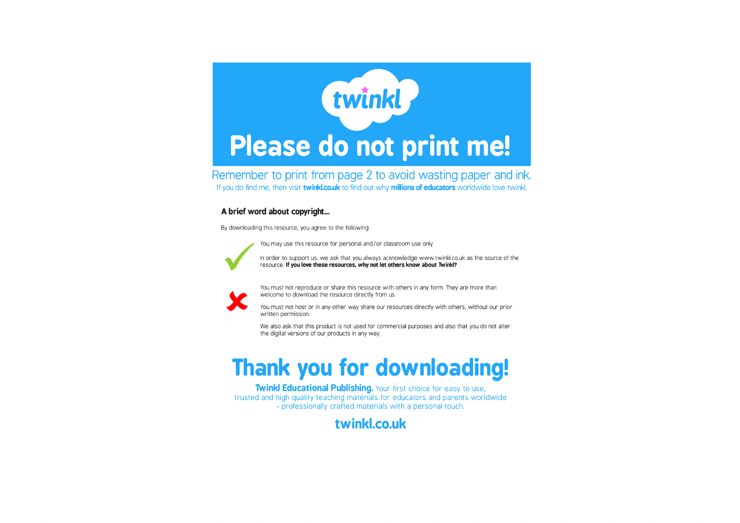twinkl

# Please do not print me!

Remember to print from page 2 to avoid wasting paper and ink.

If you do find me, then visit **twinkl.co.uk** to find out why **millions of educators** worldwide love twinkl.

### A brief word about copyright...

By downloading this resource, you agree to the following:

You may use this resource for personal and/or classroom use only.

In order to support us, we ask that you always acknowledge www.twinkl.co.uk as the source of the resource. **If you love these resources, why not let others know about Twinkl?**

You must not reproduce or share this resource with others in any form. They are more than welcome to download the resource directly from us.

You must not host or in any other way share our resources directly with others, without our prior written permission.

We also ask that this product is not used for commercial purposes and also that you do not alter the digital versions of our products in any way.

# Thank you for downloading!

**Twinkl Educational Publishing.** Your first choice for easy to use, trusted and high quality teaching materials for educators and parents worldwide - professionally crafted materials with a personal touch.

**twinkl.co.uk**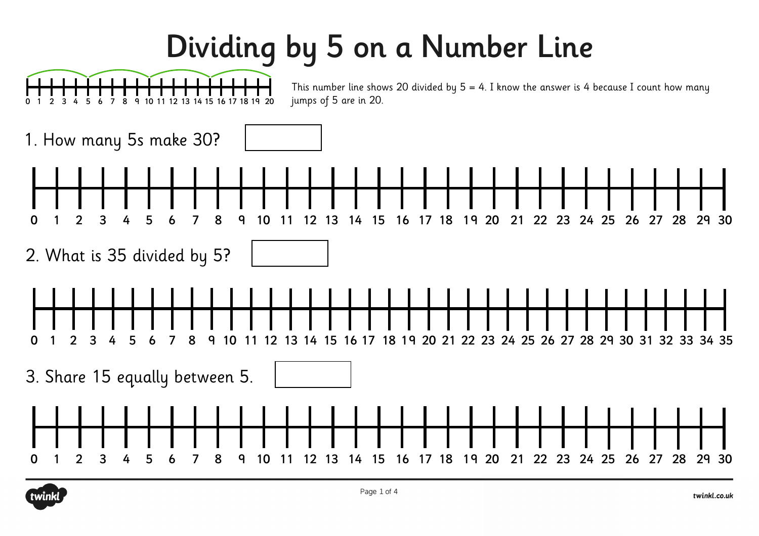# Dividing by 5 on a Number Line

0 1 2 3 4 5 6 7 8 9 10 11 12 13 14 15 16 17 18 19 20

This number line shows 20 divided by 5 = 4. I know the answer is 4 because I count how many jumps of 5 are in 20.

1. How many 5s make 30?

0 1 2 3 4 5 6 7 8 9 10 11 12 13 14 15 16 17 18 19 20 21 22 23 24 25 26 27 28 29 30

2. What is 35 divided by 5?

0 1 2 3 4 5 6 7 8 9 10 11 12 13 14 15 16 17 18 19 20 21 22 23 24 25 26 27 28 29 30 31 32 33 34 35

3. Share 15 equally between 5.

0 1 2 3 4 5 6 7 8 9 10 11 12 13 14 15 16 17 18 19 20 21 22 23 24 25 26 27 28 29 30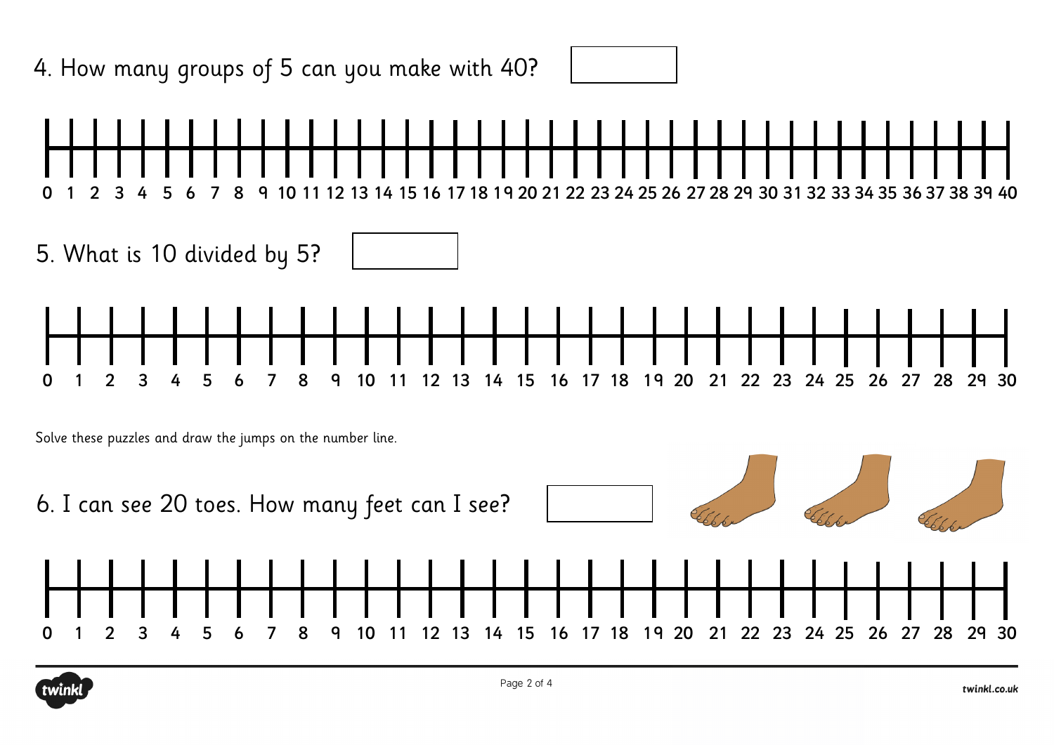4. How many groups of 5 can you make with 40?

0 1 2 3 4 5 6 7 8 9 10 11 12 13 14 15 16 17 18 19 20 21 22 23 24 25 26 27 28 29 30 31 32 33 34 35 36 37 38 39 40

5. What is 10 divided by 5?

0 1 2 3 4 5 6 7 8 9 10 11 12 13 14 15 16 17 18 19 20 21 22 23 24 25 26 27 28 29 30

Solve these puzzles and draw the jumps on the number line.

6. I can see 20 toes. How many feet can I see?

0 1 2 3 4 5 6 7 8 9 10 11 12 13 14 15 16 17 18 19 20 21 22 23 24 25 26 27 28 29 30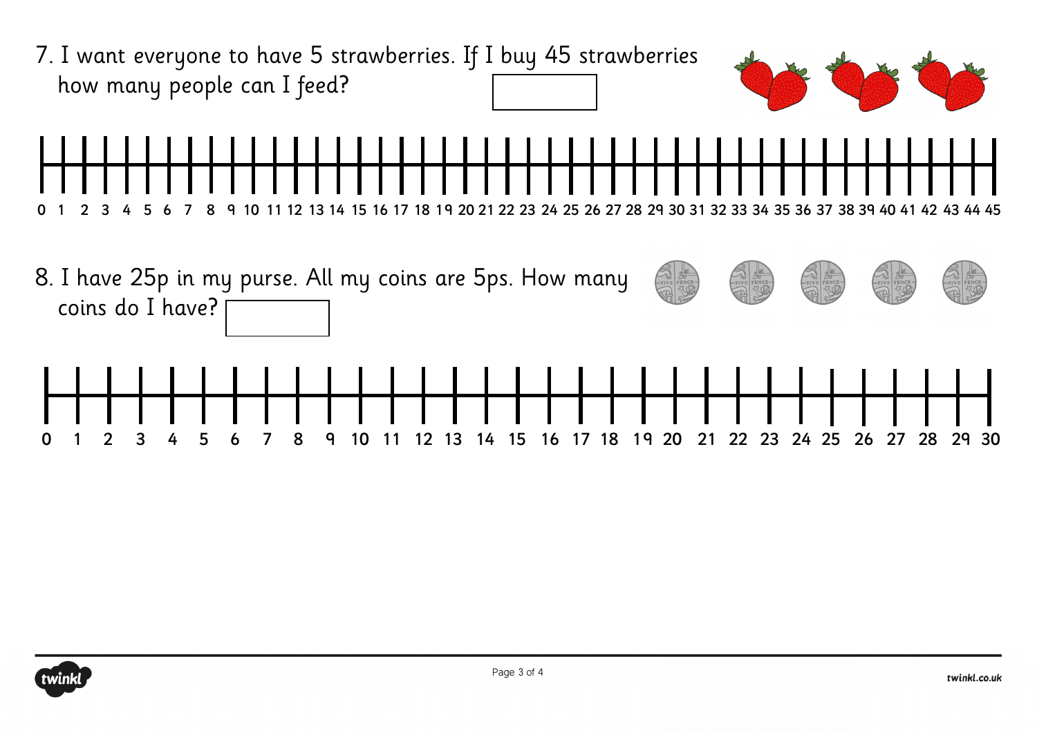7. I want everyone to have 5 strawberries. If I buy 45 strawberries how many people can I feed?

0 1 2 3 4 5 6 7 8 9 10 11 12 13 14 15 16 17 18 19 20 21 22 23 24 25 26 27 28 29 30 31 32 33 34 35 36 37 38 39 40 41 42 43 44 45

8. I have 25p in my purse. All my coins are 5ps. How many coins do I have?

0 1 2 3 4 5 6 7 8 9 10 11 12 13 14 15 16 17 18 19 20 21 22 23 24 25 26 27 28 29 30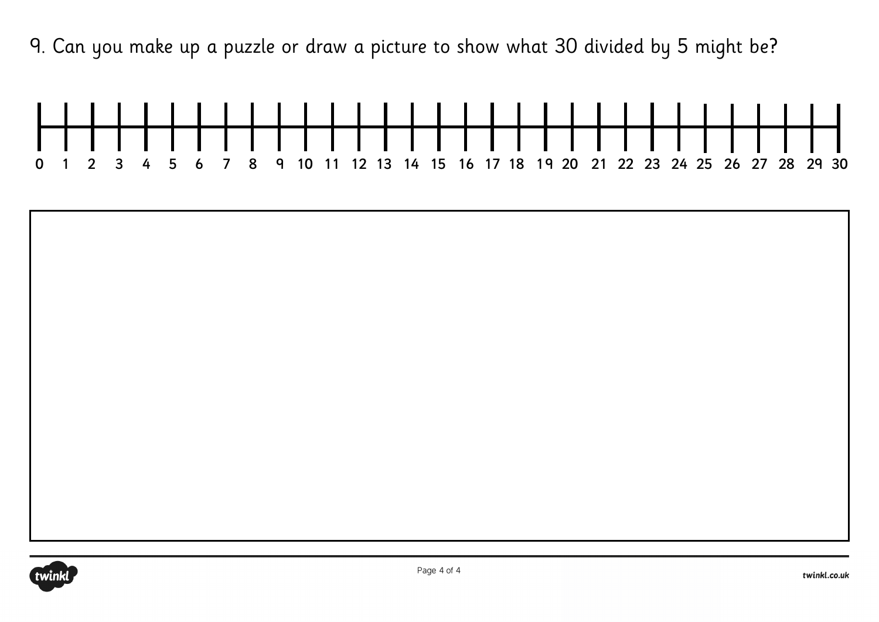9. Can you make up a puzzle or draw a picture to show what 30 divided by 5 might be?

0 1 2 3 4 5 6 7 8 9 10 11 12 13 14 15 16 17 18 19 20 21 22 23 24 25 26 27 28 29 30